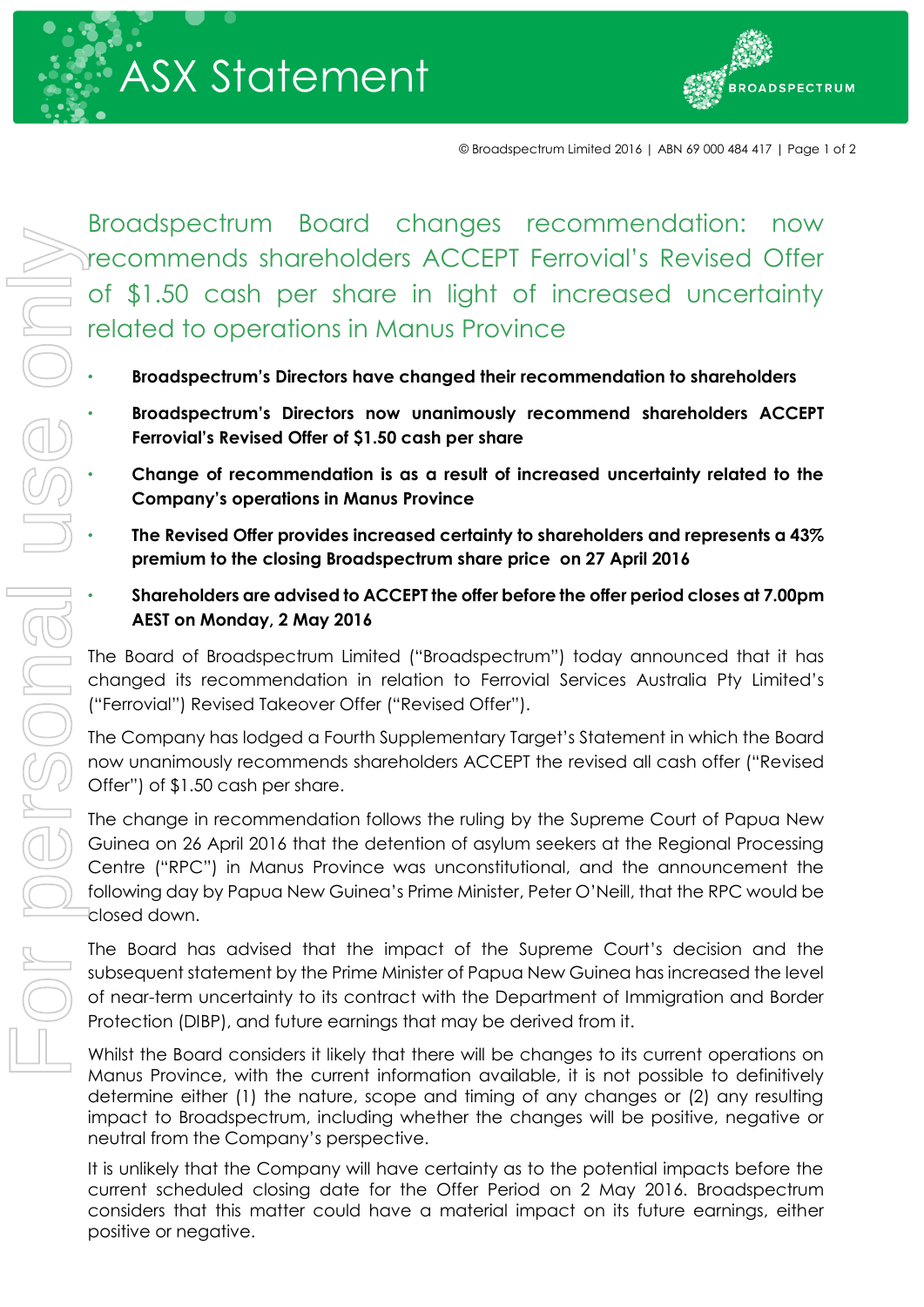# ASX Statement

# Broadspectrum Board changes recommendation: now recommends shareholders ACCEPT Ferrovial's Revised Offer of $1.50 cash per share in light of increased uncertainty related to operations in Manus Province

- **Broadspectrum's Directors have changed their recommendation to shareholders**
- **Broadspectrum's Directors now unanimously recommend shareholders ACCEPT Ferrovial's Revised Offer of $1.50 cash per share**
- **Change of recommendation is as a result of increased uncertainty related to the Company's operations in Manus Province**
- **The Revised Offer provides increased certainty to shareholders and represents a 43% premium to the closing Broadspectrum share price on 27 April 2016**
- **Shareholders are advised to ACCEPT the offer before the offer period closes at 7.00pm AEST on Monday, 2 May 2016**

The Board of Broadspectrum Limited ("Broadspectrum") today announced that it has changed its recommendation in relation to Ferrovial Services Australia Pty Limited's ("Ferrovial") Revised Takeover Offer ("Revised Offer").

The Company has lodged a Fourth Supplementary Target's Statement in which the Board now unanimously recommends shareholders ACCEPT the revised all cash offer ("Revised Offer") of $1.50 cash per share.

The change in recommendation follows the ruling by the Supreme Court of Papua New Guinea on 26 April 2016 that the detention of asylum seekers at the Regional Processing Centre ("RPC") in Manus Province was unconstitutional, and the announcement the following day by Papua New Guinea's Prime Minister, Peter O'Neill, that the RPC would be closed down.

The Board has advised that the impact of the Supreme Court's decision and the subsequent statement by the Prime Minister of Papua New Guinea has increased the level of near-term uncertainty to its contract with the Department of Immigration and Border Protection (DIBP), and future earnings that may be derived from it.

Whilst the Board considers it likely that there will be changes to its current operations on Manus Province, with the current information available, it is not possible to definitively determine either (1) the nature, scope and timing of any changes or (2) any resulting impact to Broadspectrum, including whether the changes will be positive, negative or neutral from the Company's perspective.

It is unlikely that the Company will have certainty as to the potential impacts before the current scheduled closing date for the Offer Period on 2 May 2016. Broadspectrum considers that this matter could have a material impact on its future earnings, either positive or negative.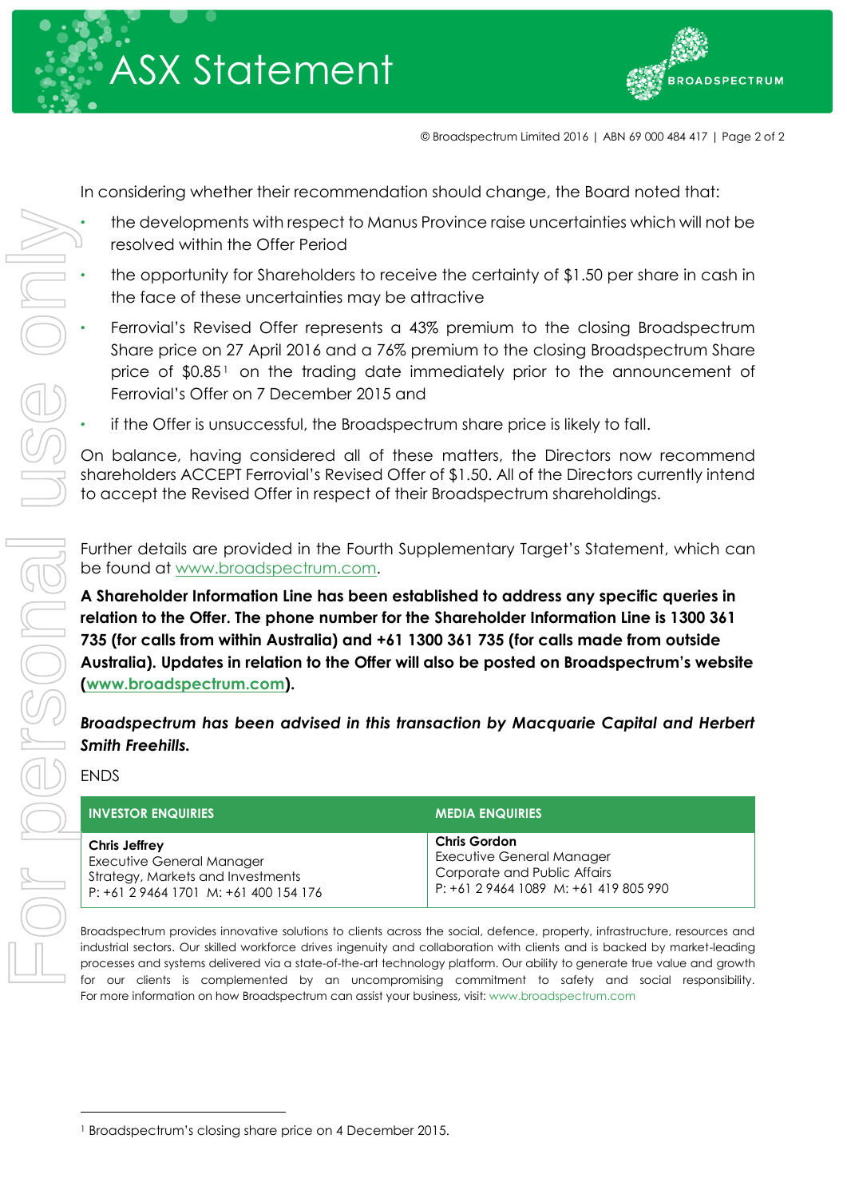In considering whether their recommendation should change, the Board noted that:

- the developments with respect to Manus Province raise uncertainties which will not be resolved within the Offer Period
- the opportunity for Shareholders to receive the certainty of $1.50 per share in cash in the face of these uncertainties may be attractive
- Ferrovial's Revised Offer represents a 43% premium to the closing Broadspectrum Share price on 27 April 2016 and a 76% premium to the closing Broadspectrum Share price of $0.85[1] on the trading date immediately prior to the announcement of Ferrovial's Offer on 7 December 2015 and
- if the Offer is unsuccessful, the Broadspectrum share price is likely to fall.

On balance, having considered all of these matters, the Directors now recommend shareholders ACCEPT Ferrovial's Revised Offer of $1.50. All of the Directors currently intend to accept the Revised Offer in respect of their Broadspectrum shareholdings.

Further details are provided in the Fourth Supplementary Target's Statement, which can be found at www.broadspectrum.com.

**A Shareholder Information Line has been established to address any specific queries in relation to the Offer. The phone number for the Shareholder Information Line is 1300 361 735 (for calls from within Australia) and +61 1300 361 735 (for calls made from outside Australia). Updates in relation to the Offer will also be posted on Broadspectrum's website (www.broadspectrum.com).**

***Broadspectrum has been advised in this transaction by Macquarie Capital and Herbert Smith Freehills.***

ENDS

| INVESTOR ENQUIRIES | MEDIA ENQUIRIES |
|---|---|
| **Chris Jeffrey**<br>Executive General Manager<br>Strategy, Markets and Investments<br>P: +61 2 9464 1701 M: +61 400 154 176 | **Chris Gordon**<br>Executive General Manager<br>Corporate and Public Affairs<br>P: +61 2 9464 1089 M: +61 419 805 990 |

Broadspectrum provides innovative solutions to clients across the social, defence, property, infrastructure, resources and industrial sectors. Our skilled workforce drives ingenuity and collaboration with clients and is backed by market-leading processes and systems delivered via a state-of-the-art technology platform. Our ability to generate true value and growth for our clients is complemented by an uncompromising commitment to safety and social responsibility. For more information on how Broadspectrum can assist your business, visit: www.broadspectrum.com

[1] Broadspectrum's closing share price on 4 December 2015.